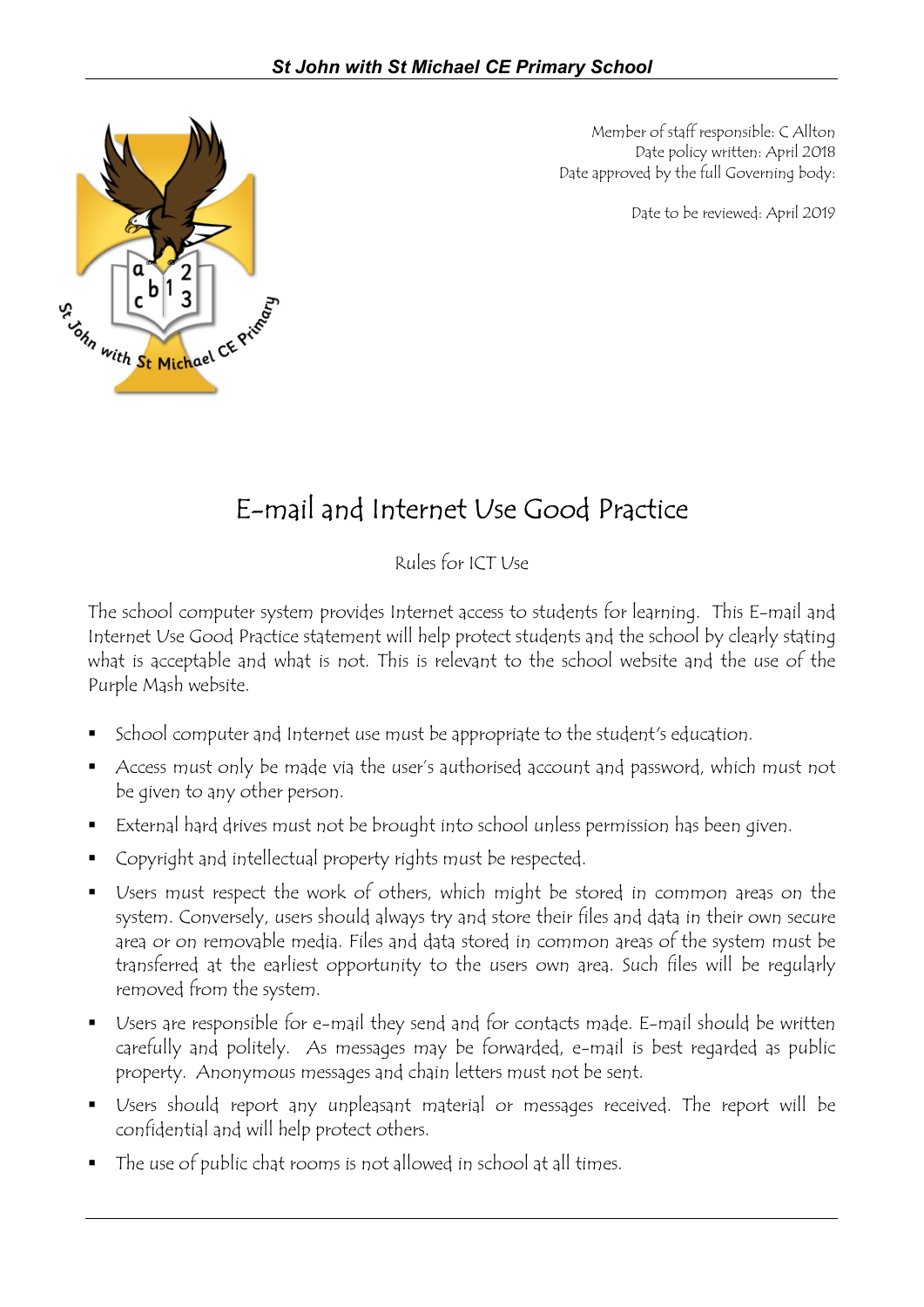Member of staff responsible: C Allton
Date policy written: April 2018
Date approved by the full Governing body:

Date to be reviewed: April 2019

# E-mail and Internet Use Good Practice

Rules for ICT Use

The school computer system provides Internet access to students for learning. This E-mail and Internet Use Good Practice statement will help protect students and the school by clearly stating what is acceptable and what is not. This is relevant to the school website and the use of the Purple Mash website.

- School computer and Internet use must be appropriate to the student's education.
- Access must only be made via the user's authorised account and password, which must not be given to any other person.
- External hard drives must not be brought into school unless permission has been given.
- Copyright and intellectual property rights must be respected.
- Users must respect the work of others, which might be stored in common areas on the system. Conversely, users should always try and store their files and data in their own secure area or on removable media. Files and data stored in common areas of the system must be transferred at the earliest opportunity to the users own area. Such files will be regularly removed from the system.
- Users are responsible for e-mail they send and for contacts made. E-mail should be written carefully and politely. As messages may be forwarded, e-mail is best regarded as public property. Anonymous messages and chain letters must not be sent.
- Users should report any unpleasant material or messages received. The report will be confidential and will help protect others.
- The use of public chat rooms is not allowed in school at all times.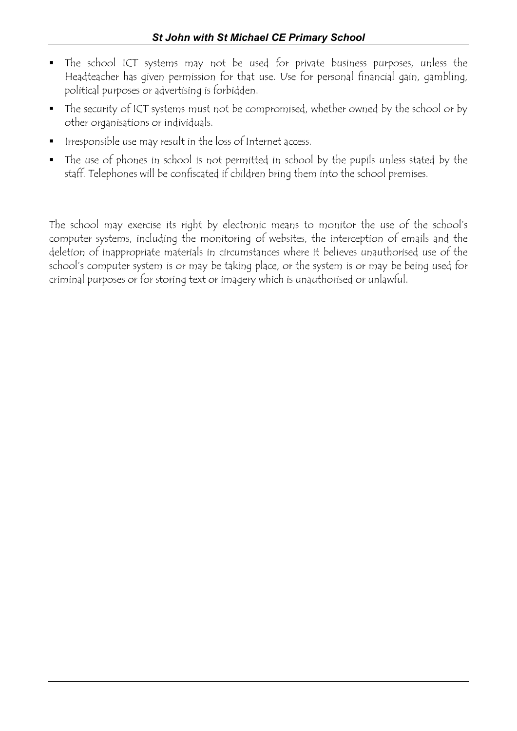- The school ICT systems may not be used for private business purposes, unless the Headteacher has given permission for that use. Use for personal financial gain, gambling, political purposes or advertising is forbidden.
- The security of ICT systems must not be compromised, whether owned by the school or by other organisations or individuals.
- Irresponsible use may result in the loss of Internet access.
- The use of phones in school is not permitted in school by the pupils unless stated by the staff. Telephones will be confiscated if children bring them into the school premises.

The school may exercise its right by electronic means to monitor the use of the school's computer systems, including the monitoring of websites, the interception of emails and the deletion of inappropriate materials in circumstances where it believes unauthorised use of the school's computer system is or may be taking place, or the system is or may be being used for criminal purposes or for storing text or imagery which is unauthorised or unlawful.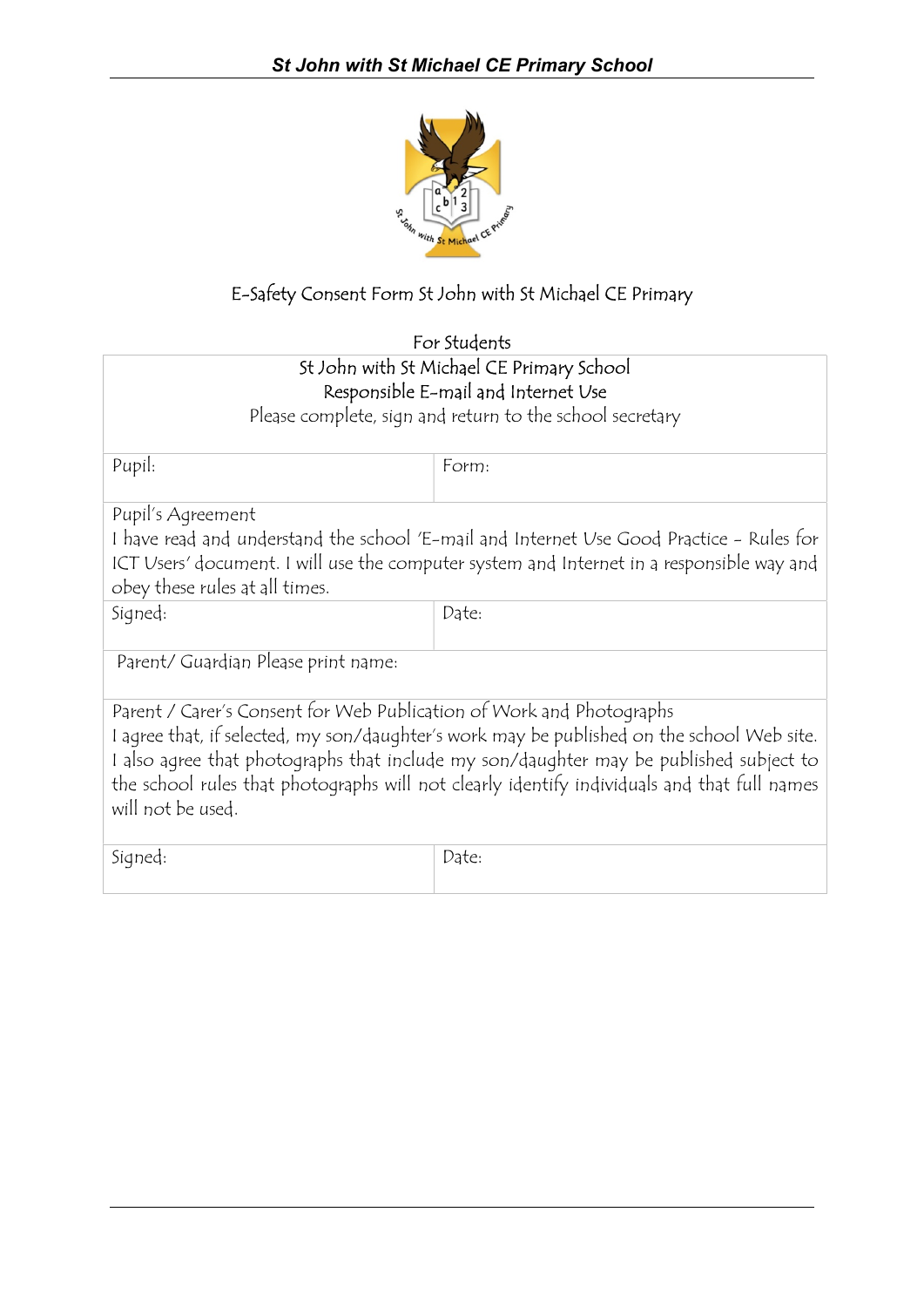# E-Safety Consent Form St John with St Michael CE Primary

For Students

| | |
|---|---|
| St John with St Michael CE Primary School<br>Responsible E-mail and Internet Use<br>Please complete, sign and return to the school secretary | |
| Pupil: | Form: |
| Pupil's Agreement<br>I have read and understand the school 'E-mail and Internet Use Good Practice – Rules for ICT Users' document. I will use the computer system and Internet in a responsible way and obey these rules at all times. | |
| Signed: | Date: |
| Parent/ Guardian Please print name: | |
| Parent / Carer's Consent for Web Publication of Work and Photographs<br>I agree that, if selected, my son/daughter's work may be published on the school Web site. I also agree that photographs that include my son/daughter may be published subject to the school rules that photographs will not clearly identify individuals and that full names will not be used. | |
| Signed: | Date: |